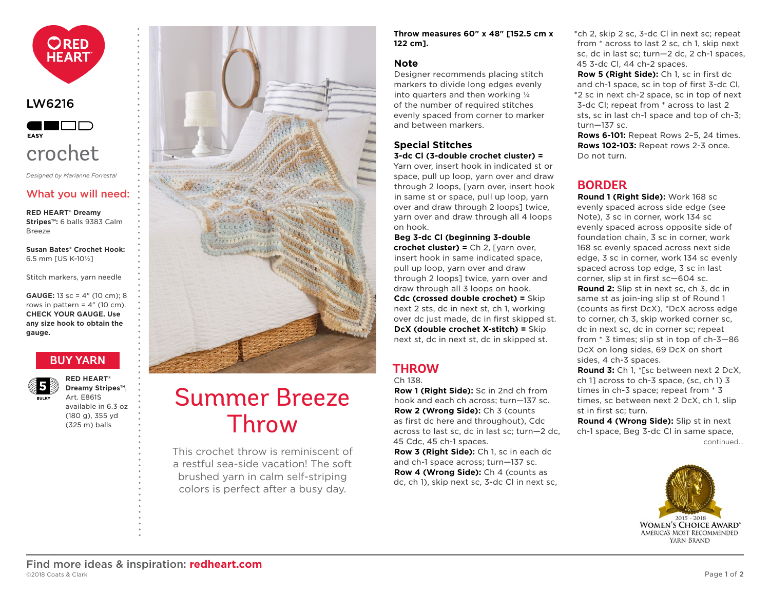RED HEART

LW6216

EASY

crochet

*Designed by Marianne Forrestal*

## What you will need:

**RED HEART® Dreamy Stripes™:** 6 balls 9383 Calm Breeze

**Susan Bates® Crochet Hook:** 6.5 mm [US K-10½]

Stitch markers, yarn needle

**GAUGE:** 13 sc = 4" (10 cm); 8 rows in pattern = 4" (10 cm). **CHECK YOUR GAUGE. Use any size hook to obtain the gauge.**

**BUY YARN**

5 BULKY

**RED HEART® Dreamy Stripes™**, Art. E861S available in 6.3 oz (180 g), 355 yd (325 m) balls

# Summer Breeze Throw

This crochet throw is reminiscent of a restful sea-side vacation! The soft brushed yarn in calm self-striping colors is perfect after a busy day.

**Throw measures 60" x 48" [152.5 cm x 122 cm].**

### Note

Designer recommends placing stitch markers to divide long edges evenly into quarters and then working ¼ of the number of required stitches evenly spaced from corner to marker and between markers.

### Special Stitches

**3-dc Cl (3-double crochet cluster) =** Yarn over, insert hook in indicated st or space, pull up loop, yarn over and draw through 2 loops, [yarn over, insert hook in same st or space, pull up loop, yarn over and draw through 2 loops] twice, yarn over and draw through all 4 loops on hook.

**Beg 3-dc Cl (beginning 3-double crochet cluster) =** Ch 2, [yarn over, insert hook in same indicated space, pull up loop, yarn over and draw through 2 loops] twice, yarn over and draw through all 3 loops on hook.

**Cdc (crossed double crochet) =** Skip next 2 sts, dc in next st, ch 1, working over dc just made, dc in first skipped st.

**DcX (double crochet X-stitch) =** Skip next st, dc in next st, dc in skipped st.

## THROW

Ch 138.

**Row 1 (Right Side):** Sc in 2nd ch from hook and each ch across; turn—137 sc.

**Row 2 (Wrong Side):** Ch 3 (counts as first dc here and throughout), Cdc across to last sc, dc in last sc; turn—2 dc, 45 Cdc, 45 ch-1 spaces.

**Row 3 (Right Side):** Ch 1, sc in each dc and ch-1 space across; turn—137 sc.

**Row 4 (Wrong Side):** Ch 4 (counts as dc, ch 1), skip next sc, 3-dc Cl in next sc, *ch 2, skip 2 sc, 3-dc Cl in next sc; repeat from * across to last 2 sc, ch 1, skip next sc, dc in last sc; turn—2 dc, 2 ch-1 spaces, 45 3-dc Cl, 44 ch-2 spaces.

**Row 5 (Right Side):** Ch 1, sc in first dc and ch-1 space, sc in top of first 3-dc Cl, *2 sc in next ch-2 space, sc in top of next 3-dc Cl; repeat from * across to last 2 sts, sc in last ch-1 space and top of ch-3; turn—137 sc.

**Rows 6-101:** Repeat Rows 2–5, 24 times.

**Rows 102-103:** Repeat rows 2-3 once. Do not turn.

## BORDER

**Round 1 (Right Side):** Work 168 sc evenly spaced across side edge (see Note), 3 sc in corner, work 134 sc evenly spaced across opposite side of foundation chain, 3 sc in corner, work 168 sc evenly spaced across next side edge, 3 sc in corner, work 134 sc evenly spaced across top edge, 3 sc in last corner, slip st in first sc—604 sc.

**Round 2:** Slip st in next sc, ch 3, dc in same st as join-ing slip st of Round 1 (counts as first DcX), *DcX across edge to corner, ch 3, skip worked corner sc, dc in next sc, dc in corner sc; repeat from * 3 times; slip st in top of ch-3—86 DcX on long sides, 69 DcX on short sides, 4 ch-3 spaces.

**Round 3:** Ch 1, *[sc between next 2 DcX, ch 1] across to ch-3 space, (sc, ch 1) 3 times in ch-3 space; repeat from * 3 times, sc between next 2 DcX, ch 1, slip st in first sc; turn.

**Round 4 (Wrong Side):** Slip st in next ch-1 space, Beg 3-dc Cl in same space,

continued...

2015 - 2018 WOMEN'S CHOICE AWARD® AMERICA'S MOST RECOMMENDED YARN BRAND

Find more ideas & inspiration: **redheart.com**

©2018 Coats & Clark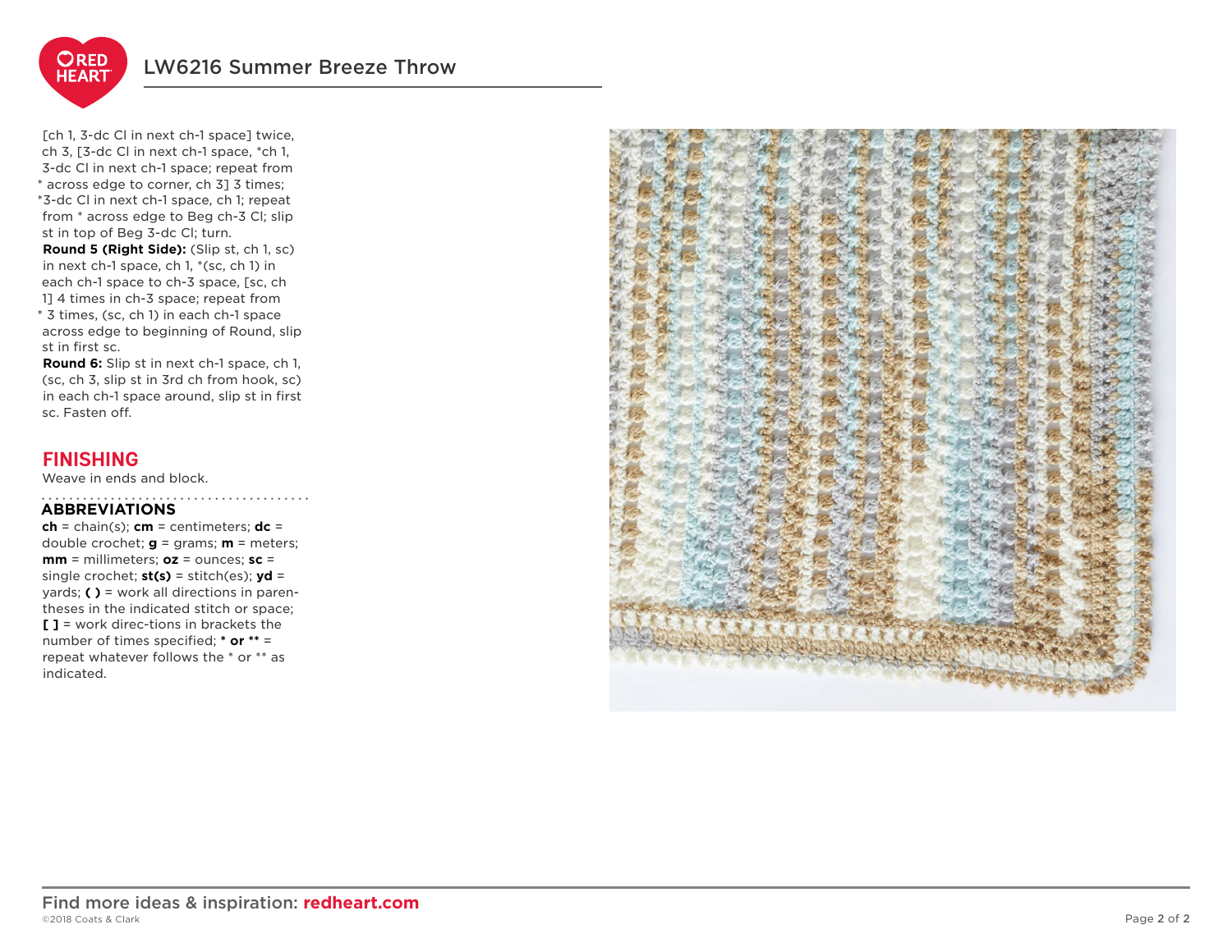[ch 1, 3-dc Cl in next ch-1 space] twice, ch 3, [3-dc Cl in next ch-1 space, *ch 1, 3-dc Cl in next ch-1 space; repeat from * across edge to corner, ch 3] 3 times; *3-dc Cl in next ch-1 space, ch 1; repeat from * across edge to Beg ch-3 Cl; slip st in top of Beg 3-dc Cl; turn.

**Round 5 (Right Side):** (Slip st, ch 1, sc) in next ch-1 space, ch 1, *(sc, ch 1) in each ch-1 space to ch-3 space, [sc, ch 1] 4 times in ch-3 space; repeat from * 3 times, (sc, ch 1) in each ch-1 space across edge to beginning of Round, slip st in first sc.

**Round 6:** Slip st in next ch-1 space, ch 1, (sc, ch 3, slip st in 3rd ch from hook, sc) in each ch-1 space around, slip st in first sc. Fasten off.

## FINISHING

Weave in ends and block.

### ABBREVIATIONS

**ch** = chain(s); **cm** = centimeters; **dc** = double crochet; **g** = grams; **m** = meters; **mm** = millimeters; **oz** = ounces; **sc** = single crochet; **st(s)** = stitch(es); **yd** = yards; **( )** = work all directions in parentheses in the indicated stitch or space; **[ ]** = work directions in brackets the number of times specified; *** or **** = repeat whatever follows the * or ** as indicated.

Find more ideas & inspiration: **redheart.com**

©2018 Coats & Clark